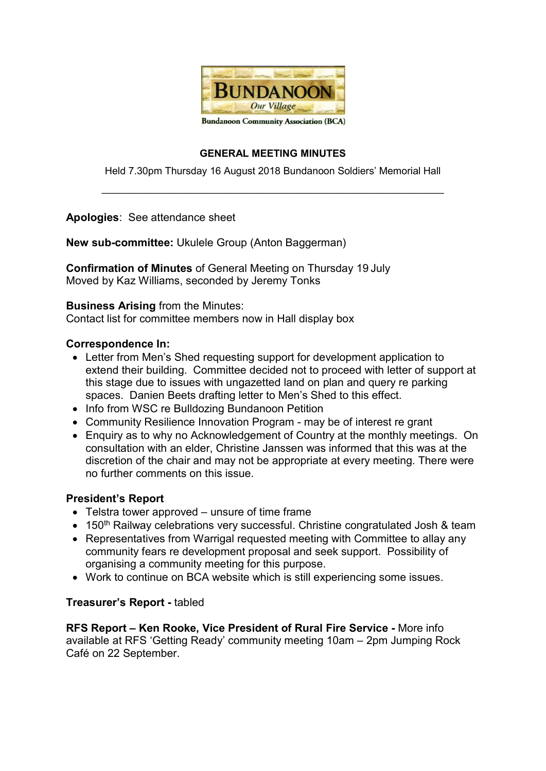BUNDANOON

Our Village

Bundanoon Community Association (BCA)

# GENERAL MEETING MINUTES

Held 7.30pm Thursday 16 August 2018 Bundanoon Soldiers' Memorial Hall

---

**Apologies**: See attendance sheet

**New sub-committee:** Ukulele Group (Anton Baggerman)

**Confirmation of Minutes** of General Meeting on Thursday 19 July
Moved by Kaz Williams, seconded by Jeremy Tonks

**Business Arising** from the Minutes:
Contact list for committee members now in Hall display box

**Correspondence In:**

- Letter from Men's Shed requesting support for development application to extend their building. Committee decided not to proceed with letter of support at this stage due to issues with ungazetted land on plan and query re parking spaces. Danien Beets drafting letter to Men's Shed to this effect.
- Info from WSC re Bulldozing Bundanoon Petition
- Community Resilience Innovation Program - may be of interest re grant
- Enquiry as to why no Acknowledgement of Country at the monthly meetings. On consultation with an elder, Christine Janssen was informed that this was at the discretion of the chair and may not be appropriate at every meeting. There were no further comments on this issue.

**President's Report**

- Telstra tower approved – unsure of time frame
- 150th Railway celebrations very successful. Christine congratulated Josh & team
- Representatives from Warrigal requested meeting with Committee to allay any community fears re development proposal and seek support. Possibility of organising a community meeting for this purpose.
- Work to continue on BCA website which is still experiencing some issues.

**Treasurer's Report -** tabled

**RFS Report – Ken Rooke, Vice President of Rural Fire Service -** More info available at RFS 'Getting Ready' community meeting 10am – 2pm Jumping Rock Café on 22 September.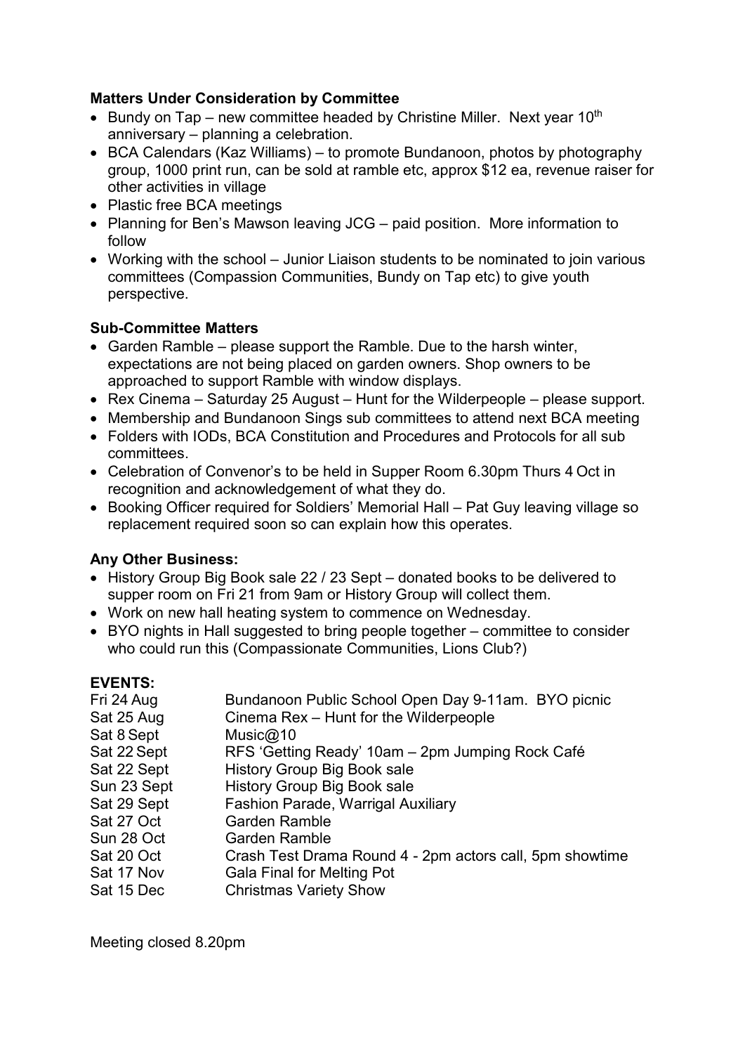**Matters Under Consideration by Committee**

- Bundy on Tap – new committee headed by Christine Miller. Next year 10th anniversary – planning a celebration.
- BCA Calendars (Kaz Williams) – to promote Bundanoon, photos by photography group, 1000 print run, can be sold at ramble etc, approx $12 ea, revenue raiser for other activities in village
- Plastic free BCA meetings
- Planning for Ben's Mawson leaving JCG – paid position. More information to follow
- Working with the school – Junior Liaison students to be nominated to join various committees (Compassion Communities, Bundy on Tap etc) to give youth perspective.

**Sub-Committee Matters**

- Garden Ramble – please support the Ramble. Due to the harsh winter, expectations are not being placed on garden owners. Shop owners to be approached to support Ramble with window displays.
- Rex Cinema – Saturday 25 August – Hunt for the Wilderpeople – please support.
- Membership and Bundanoon Sings sub committees to attend next BCA meeting
- Folders with IODs, BCA Constitution and Procedures and Protocols for all sub committees.
- Celebration of Convenor's to be held in Supper Room 6.30pm Thurs 4 Oct in recognition and acknowledgement of what they do.
- Booking Officer required for Soldiers' Memorial Hall – Pat Guy leaving village so replacement required soon so can explain how this operates.

**Any Other Business:**

- History Group Big Book sale 22 / 23 Sept – donated books to be delivered to supper room on Fri 21 from 9am or History Group will collect them.
- Work on new hall heating system to commence on Wednesday.
- BYO nights in Hall suggested to bring people together – committee to consider who could run this (Compassionate Communities, Lions Club?)

**EVENTS:**

| | |
|---|---|
| Fri 24 Aug | Bundanoon Public School Open Day 9-11am. BYO picnic |
| Sat 25 Aug | Cinema Rex – Hunt for the Wilderpeople |
| Sat 8 Sept | Music@10 |
| Sat 22 Sept | RFS 'Getting Ready' 10am – 2pm Jumping Rock Café |
| Sat 22 Sept | History Group Big Book sale |
| Sun 23 Sept | History Group Big Book sale |
| Sat 29 Sept | Fashion Parade, Warrigal Auxiliary |
| Sat 27 Oct | Garden Ramble |
| Sun 28 Oct | Garden Ramble |
| Sat 20 Oct | Crash Test Drama Round 4 - 2pm actors call, 5pm showtime |
| Sat 17 Nov | Gala Final for Melting Pot |
| Sat 15 Dec | Christmas Variety Show |

Meeting closed 8.20pm